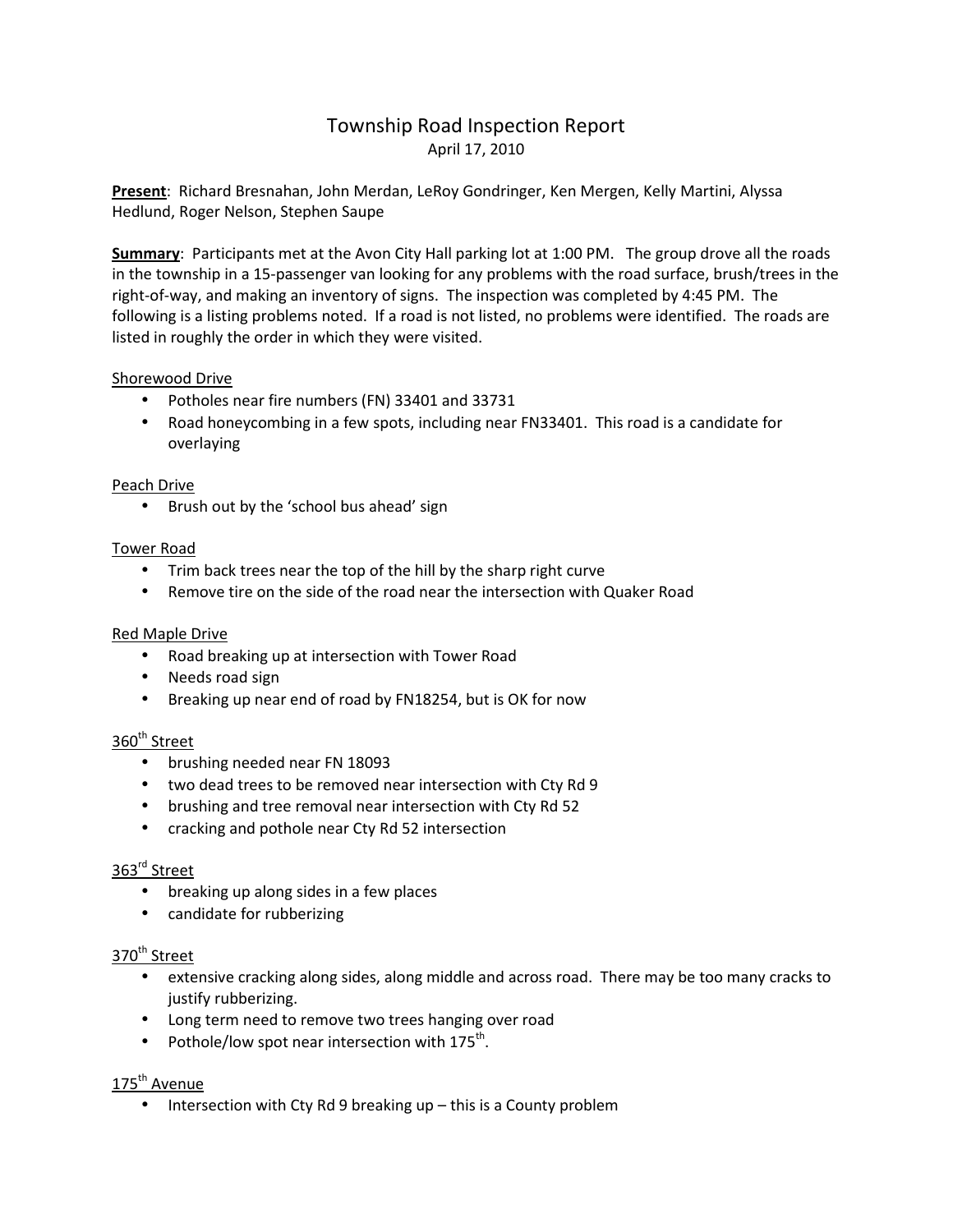# Township Road Inspection Report

April 17, 2010

**Present**: Richard Bresnahan, John Merdan, LeRoy Gondringer, Ken Mergen, Kelly Martini, Alyssa Hedlund, Roger Nelson, Stephen Saupe

**Summary**: Participants met at the Avon City Hall parking lot at 1:00 PM. The group drove all the roads in the township in a 15-passenger van looking for any problems with the road surface, brush/trees in the right-of-way, and making an inventory of signs. The inspection was completed by 4:45 PM. The following is a listing problems noted. If a road is not listed, no problems were identified. The roads are listed in roughly the order in which they were visited.

Shorewood Drive

- Potholes near fire numbers (FN) 33401 and 33731
- Road honeycombing in a few spots, including near FN33401. This road is a candidate for overlaying

Peach Drive

- Brush out by the 'school bus ahead' sign

Tower Road

- Trim back trees near the top of the hill by the sharp right curve
- Remove tire on the side of the road near the intersection with Quaker Road

Red Maple Drive

- Road breaking up at intersection with Tower Road
- Needs road sign
- Breaking up near end of road by FN18254, but is OK for now

360th Street

- brushing needed near FN 18093
- two dead trees to be removed near intersection with Cty Rd 9
- brushing and tree removal near intersection with Cty Rd 52
- cracking and pothole near Cty Rd 52 intersection

363rd Street

- breaking up along sides in a few places
- candidate for rubberizing

370th Street

- extensive cracking along sides, along middle and across road. There may be too many cracks to justify rubberizing.
- Long term need to remove two trees hanging over road
- Pothole/low spot near intersection with 175th.

175th Avenue

- Intersection with Cty Rd 9 breaking up – this is a County problem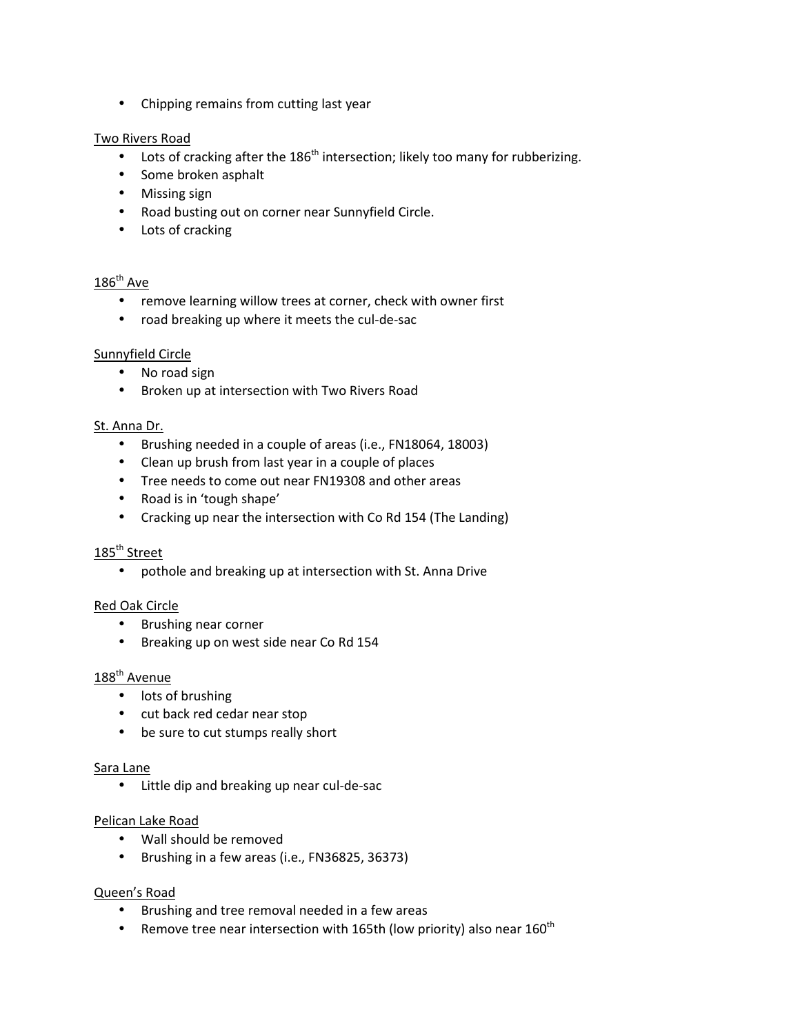- Chipping remains from cutting last year

Two Rivers Road

- Lots of cracking after the 186th intersection; likely too many for rubberizing.
- Some broken asphalt
- Missing sign
- Road busting out on corner near Sunnyfield Circle.
- Lots of cracking

186th Ave

- remove learning willow trees at corner, check with owner first
- road breaking up where it meets the cul-de-sac

Sunnyfield Circle

- No road sign
- Broken up at intersection with Two Rivers Road

St. Anna Dr.

- Brushing needed in a couple of areas (i.e., FN18064, 18003)
- Clean up brush from last year in a couple of places
- Tree needs to come out near FN19308 and other areas
- Road is in 'tough shape'
- Cracking up near the intersection with Co Rd 154 (The Landing)

185th Street

- pothole and breaking up at intersection with St. Anna Drive

Red Oak Circle

- Brushing near corner
- Breaking up on west side near Co Rd 154

188th Avenue

- lots of brushing
- cut back red cedar near stop
- be sure to cut stumps really short

Sara Lane

- Little dip and breaking up near cul-de-sac

Pelican Lake Road

- Wall should be removed
- Brushing in a few areas (i.e., FN36825, 36373)

Queen's Road

- Brushing and tree removal needed in a few areas
- Remove tree near intersection with 165th (low priority) also near 160th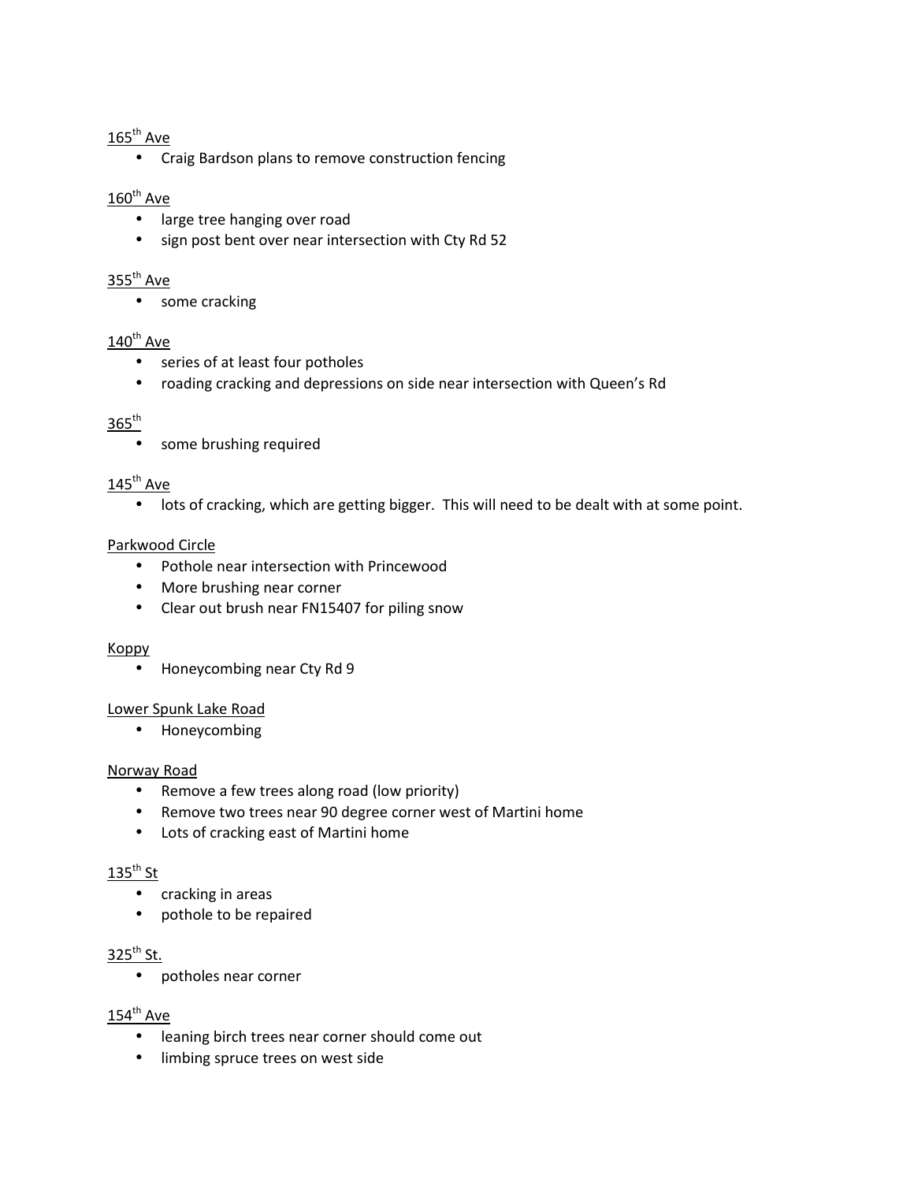165th Ave

- Craig Bardson plans to remove construction fencing

160th Ave

- large tree hanging over road
- sign post bent over near intersection with Cty Rd 52

355th Ave

- some cracking

140th Ave

- series of at least four potholes
- roading cracking and depressions on side near intersection with Queen's Rd

365th

- some brushing required

145th Ave

- lots of cracking, which are getting bigger. This will need to be dealt with at some point.

Parkwood Circle

- Pothole near intersection with Princewood
- More brushing near corner
- Clear out brush near FN15407 for piling snow

Koppy

- Honeycombing near Cty Rd 9

Lower Spunk Lake Road

- Honeycombing

Norway Road

- Remove a few trees along road (low priority)
- Remove two trees near 90 degree corner west of Martini home
- Lots of cracking east of Martini home

135th St

- cracking in areas
- pothole to be repaired

325th St.

- potholes near corner

154th Ave

- leaning birch trees near corner should come out
- limbing spruce trees on west side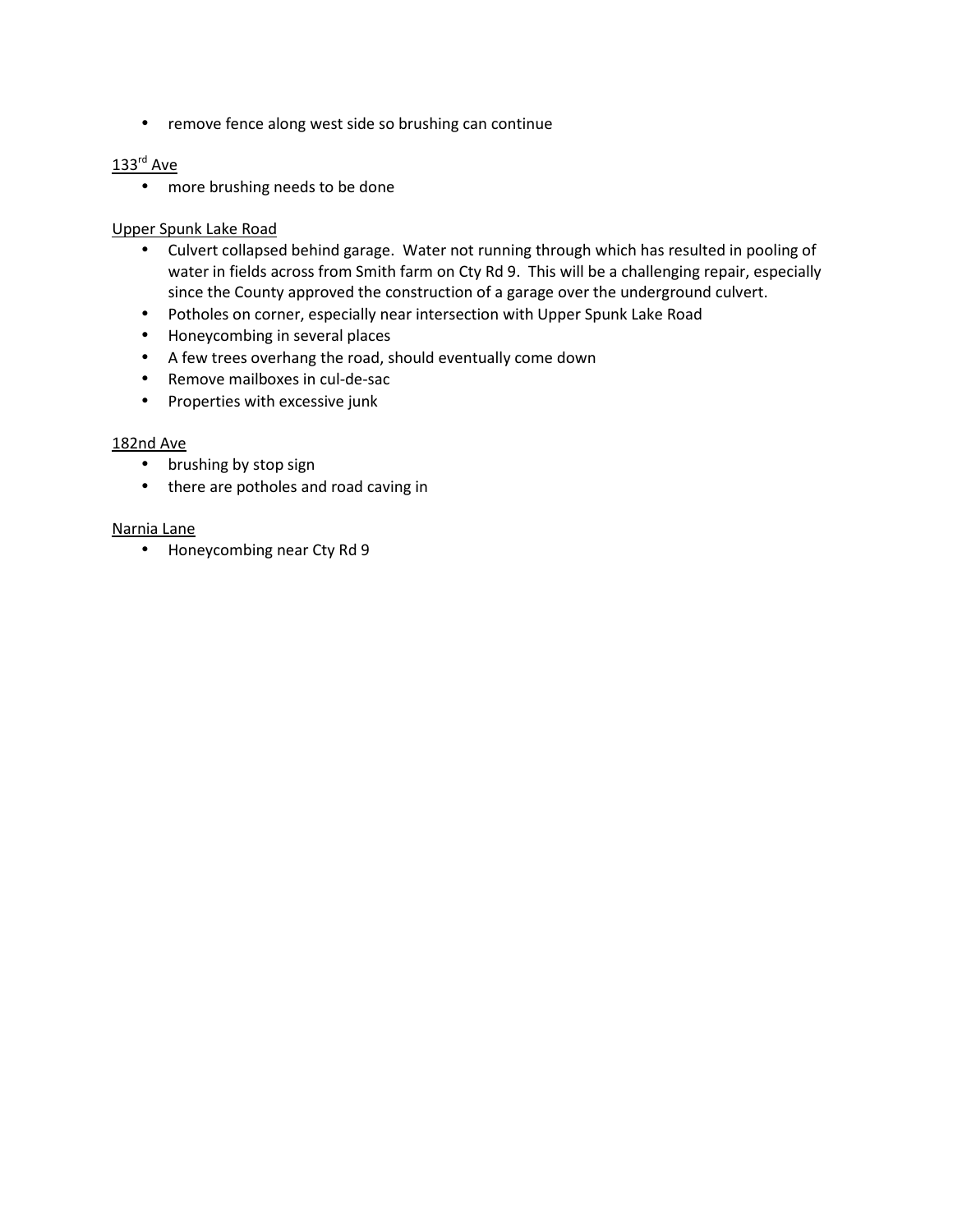- remove fence along west side so brushing can continue

133rd Ave

- more brushing needs to be done

Upper Spunk Lake Road

- Culvert collapsed behind garage. Water not running through which has resulted in pooling of water in fields across from Smith farm on Cty Rd 9. This will be a challenging repair, especially since the County approved the construction of a garage over the underground culvert.
- Potholes on corner, especially near intersection with Upper Spunk Lake Road
- Honeycombing in several places
- A few trees overhang the road, should eventually come down
- Remove mailboxes in cul-de-sac
- Properties with excessive junk

182nd Ave

- brushing by stop sign
- there are potholes and road caving in

Narnia Lane

- Honeycombing near Cty Rd 9